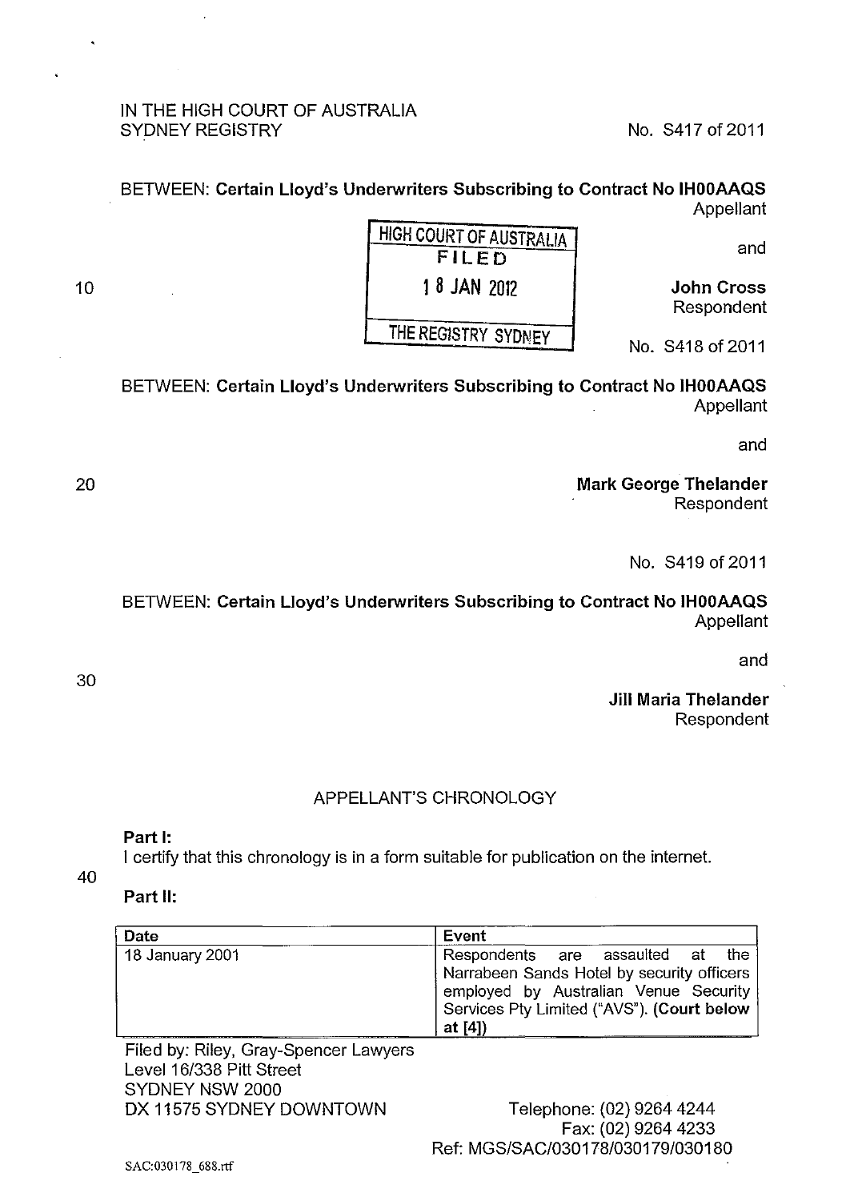IN THE HIGH COURT OF AUSTRALIA
SYDNEY REGISTRY

No. S417 of 2011

BETWEEN: **Certain Lloyd's Underwriters Subscribing to Contract No IH00AAQS**
Appellant

HIGH COURT OF AUSTRALIA
FILED
18 JAN 2012
THE REGISTRY SYDNEY

and

**John Cross**
Respondent

No. S418 of 2011

BETWEEN: **Certain Lloyd's Underwriters Subscribing to Contract No IH00AAQS**
Appellant

and

**Mark George Thelander**
Respondent

No. S419 of 2011

BETWEEN: **Certain Lloyd's Underwriters Subscribing to Contract No IH00AAQS**
Appellant

and

**Jill Maria Thelander**
Respondent

APPELLANT'S CHRONOLOGY

**Part I:**

I certify that this chronology is in a form suitable for publication on the internet.

**Part II:**

| Date | Event |
|---|---|
| 18 January 2001 | Respondents are assaulted at the Narrabeen Sands Hotel by security officers employed by Australian Venue Security Services Pty Limited ("AVS"). **(Court below at [4])** |

Filed by: Riley, Gray-Spencer Lawyers
Level 16/338 Pitt Street
SYDNEY NSW 2000
DX 11575 SYDNEY DOWNTOWN

Telephone: (02) 9264 4244
Fax: (02) 9264 4233
Ref: MGS/SAC/030178/030179/030180

SAC:030178_688.rtf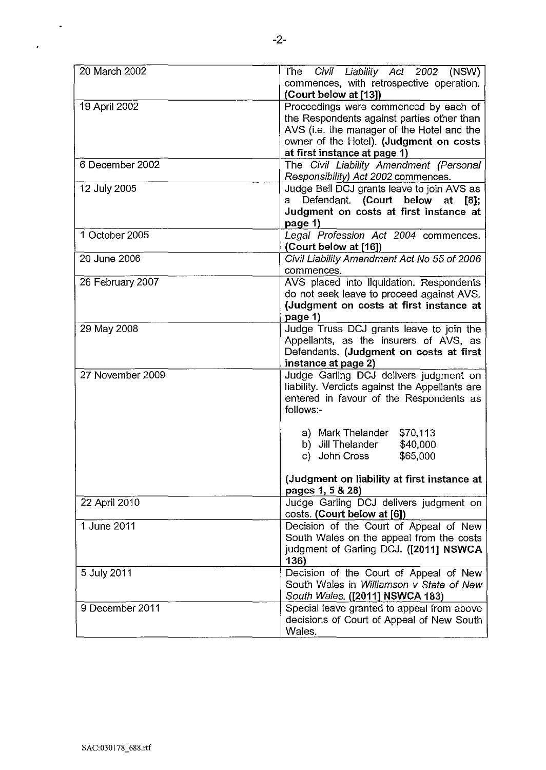| | |
|---|---|
| 20 March 2002 | The *Civil Liability Act 2002* (NSW) commences, with retrospective operation. **(Court below at [13])** |
| 19 April 2002 | Proceedings were commenced by each of the Respondents against parties other than AVS (i.e. the manager of the Hotel and the owner of the Hotel). **(Judgment on costs at first instance at page 1)** |
| 6 December 2002 | The *Civil Liability Amendment (Personal Responsibility) Act 2002* commences. |
| 12 July 2005 | Judge Bell DCJ grants leave to join AVS as a Defendant. **(Court below at [8]; Judgment on costs at first instance at page 1)** |
| 1 October 2005 | *Legal Profession Act 2004* commences. **(Court below at [16])** |
| 20 June 2006 | *Civil Liability Amendment Act No 55 of 2006* commences. |
| 26 February 2007 | AVS placed into liquidation. Respondents do not seek leave to proceed against AVS. **(Judgment on costs at first instance at page 1)** |
| 29 May 2008 | Judge Truss DCJ grants leave to join the Appellants, as the insurers of AVS, as Defendants. **(Judgment on costs at first instance at page 2)** |
| 27 November 2009 | Judge Garling DCJ delivers judgment on liability. Verdicts against the Appellants are entered in favour of the Respondents as follows:-<br><br>a) Mark Thelander $70,113<br>b) Jill Thelander $40,000<br>c) John Cross $65,000<br><br>**(Judgment on liability at first instance at pages 1, 5 & 28)** |
| 22 April 2010 | Judge Garling DCJ delivers judgment on costs. **(Court below at [6])** |
| 1 June 2011 | Decision of the Court of Appeal of New South Wales on the appeal from the costs judgment of Garling DCJ. **([2011] NSWCA 136)** |
| 5 July 2011 | Decision of the Court of Appeal of New South Wales in *Williamson v State of New South Wales*. **([2011] NSWCA 183)** |
| 9 December 2011 | Special leave granted to appeal from above decisions of Court of Appeal of New South Wales. |

SAC:030178_688.rtf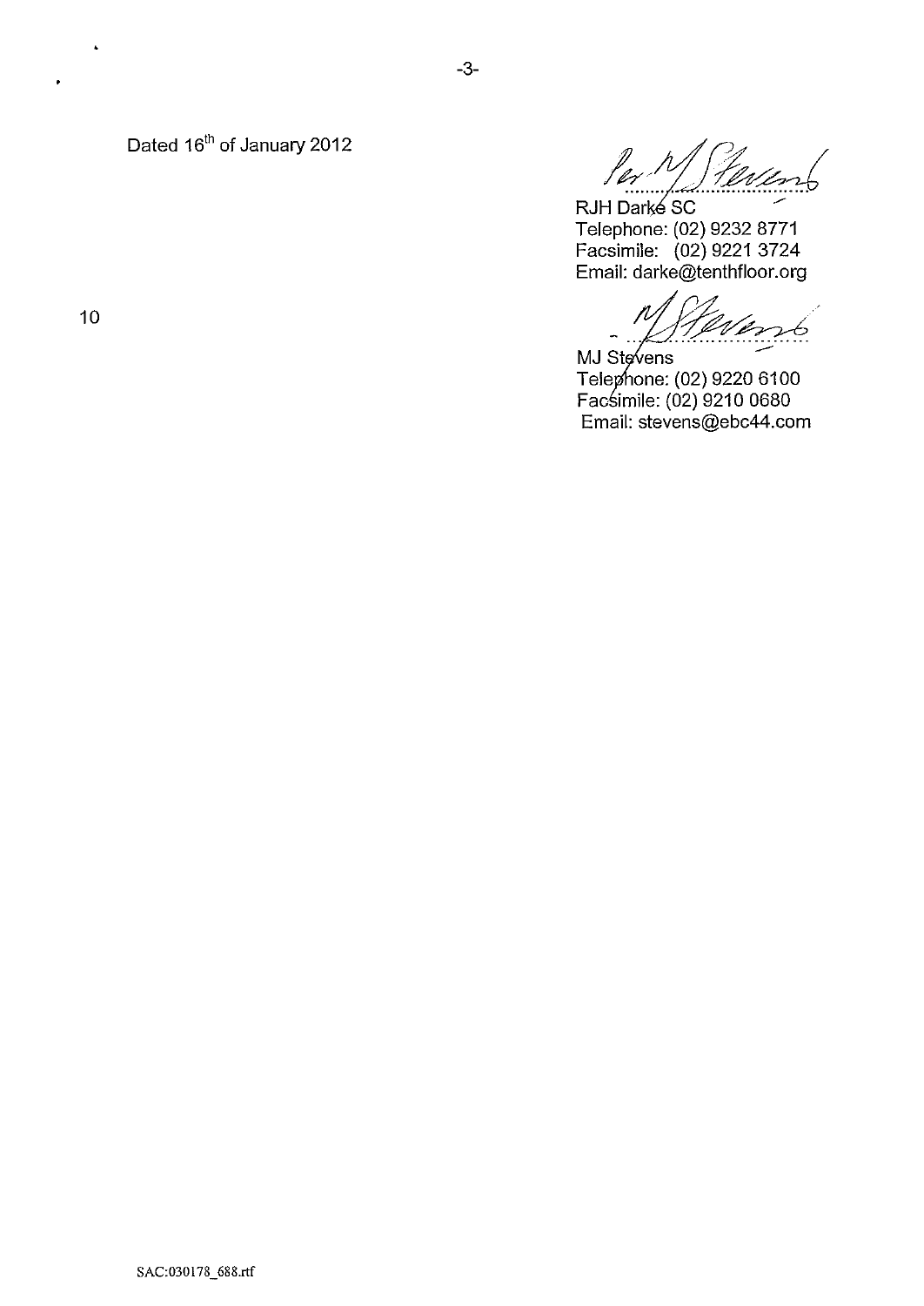Dated 16th of January 2012

Per M Stevens

RJH Darke SC
Telephone: (02) 9232 8771
Facsimile: (02) 9221 3724
Email: darke@tenthfloor.org

M Stevens

MJ Stevens
Telephone: (02) 9220 6100
Facsimile: (02) 9210 0680
Email: stevens@ebc44.com

SAC:030178_688.rtf